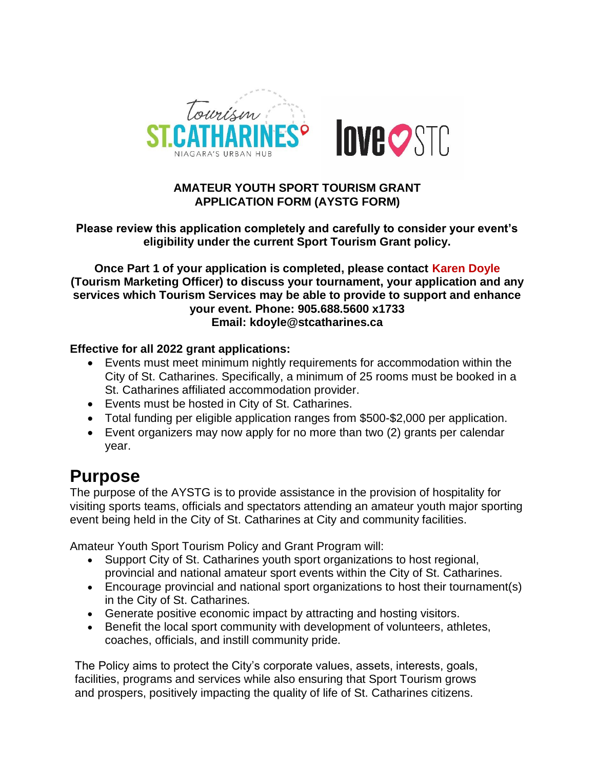**AMATEUR YOUTH SPORT TOURISM GRANT APPLICATION FORM (AYSTG FORM)**

**Please review this application completely and carefully to consider your event's eligibility under the current Sport Tourism Grant policy.**

**Once Part 1 of your application is completed, please contact Karen Doyle (Tourism Marketing Officer) to discuss your tournament, your application and any services which Tourism Services may be able to provide to support and enhance your event. Phone: 905.688.5600 x1733**
**Email: kdoyle@stcatharines.ca**

**Effective for all 2022 grant applications:**

- Events must meet minimum nightly requirements for accommodation within the City of St. Catharines. Specifically, a minimum of 25 rooms must be booked in a St. Catharines affiliated accommodation provider.
- Events must be hosted in City of St. Catharines.
- Total funding per eligible application ranges from $500-$2,000 per application.
- Event organizers may now apply for no more than two (2) grants per calendar year.

# Purpose

The purpose of the AYSTG is to provide assistance in the provision of hospitality for visiting sports teams, officials and spectators attending an amateur youth major sporting event being held in the City of St. Catharines at City and community facilities.

Amateur Youth Sport Tourism Policy and Grant Program will:

- Support City of St. Catharines youth sport organizations to host regional, provincial and national amateur sport events within the City of St. Catharines.
- Encourage provincial and national sport organizations to host their tournament(s) in the City of St. Catharines.
- Generate positive economic impact by attracting and hosting visitors.
- Benefit the local sport community with development of volunteers, athletes, coaches, officials, and instill community pride.

The Policy aims to protect the City's corporate values, assets, interests, goals, facilities, programs and services while also ensuring that Sport Tourism grows and prospers, positively impacting the quality of life of St. Catharines citizens.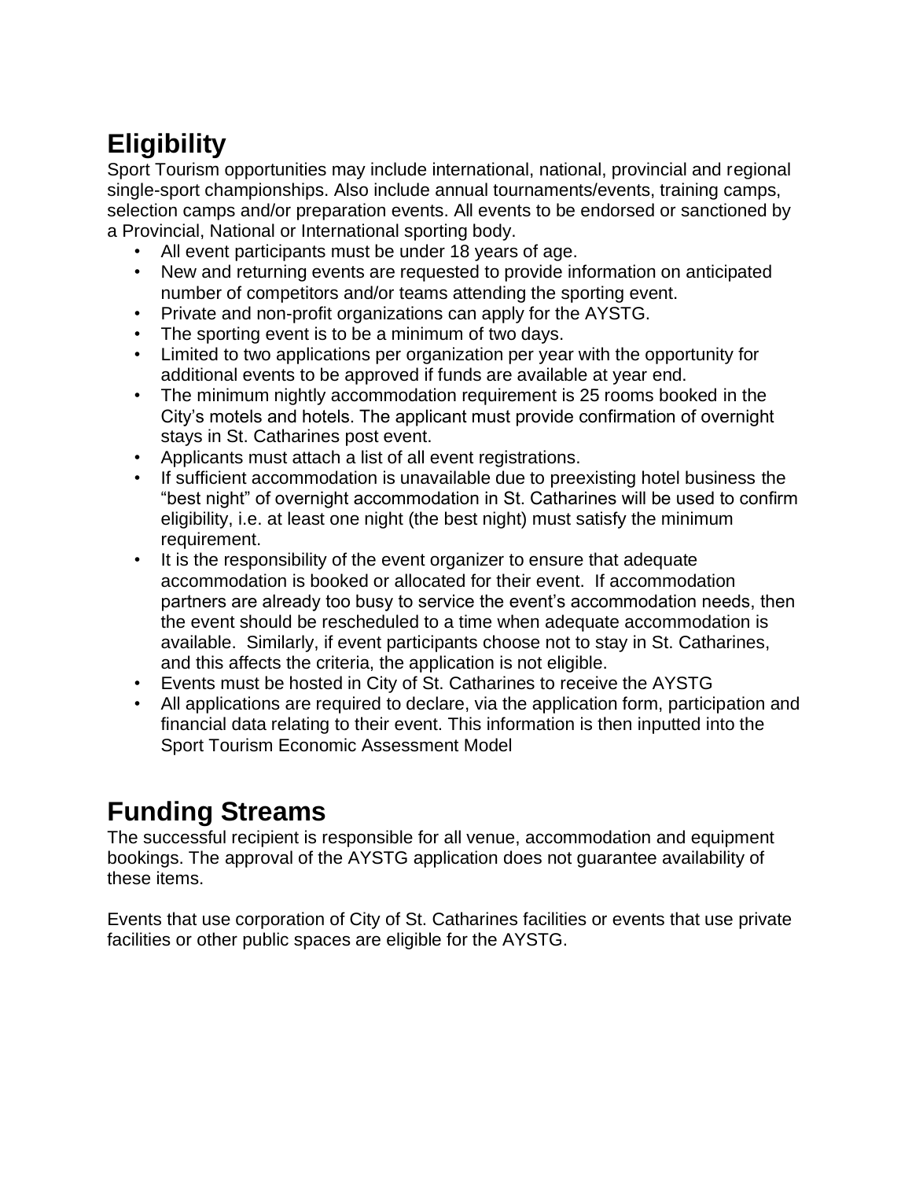# Eligibility

Sport Tourism opportunities may include international, national, provincial and regional single-sport championships. Also include annual tournaments/events, training camps, selection camps and/or preparation events. All events to be endorsed or sanctioned by a Provincial, National or International sporting body.

- All event participants must be under 18 years of age.
- New and returning events are requested to provide information on anticipated number of competitors and/or teams attending the sporting event.
- Private and non-profit organizations can apply for the AYSTG.
- The sporting event is to be a minimum of two days.
- Limited to two applications per organization per year with the opportunity for additional events to be approved if funds are available at year end.
- The minimum nightly accommodation requirement is 25 rooms booked in the City's motels and hotels. The applicant must provide confirmation of overnight stays in St. Catharines post event.
- Applicants must attach a list of all event registrations.
- If sufficient accommodation is unavailable due to preexisting hotel business the "best night" of overnight accommodation in St. Catharines will be used to confirm eligibility, i.e. at least one night (the best night) must satisfy the minimum requirement.
- It is the responsibility of the event organizer to ensure that adequate accommodation is booked or allocated for their event. If accommodation partners are already too busy to service the event's accommodation needs, then the event should be rescheduled to a time when adequate accommodation is available. Similarly, if event participants choose not to stay in St. Catharines, and this affects the criteria, the application is not eligible.
- Events must be hosted in City of St. Catharines to receive the AYSTG
- All applications are required to declare, via the application form, participation and financial data relating to their event. This information is then inputted into the Sport Tourism Economic Assessment Model

# Funding Streams

The successful recipient is responsible for all venue, accommodation and equipment bookings. The approval of the AYSTG application does not guarantee availability of these items.

Events that use corporation of City of St. Catharines facilities or events that use private facilities or other public spaces are eligible for the AYSTG.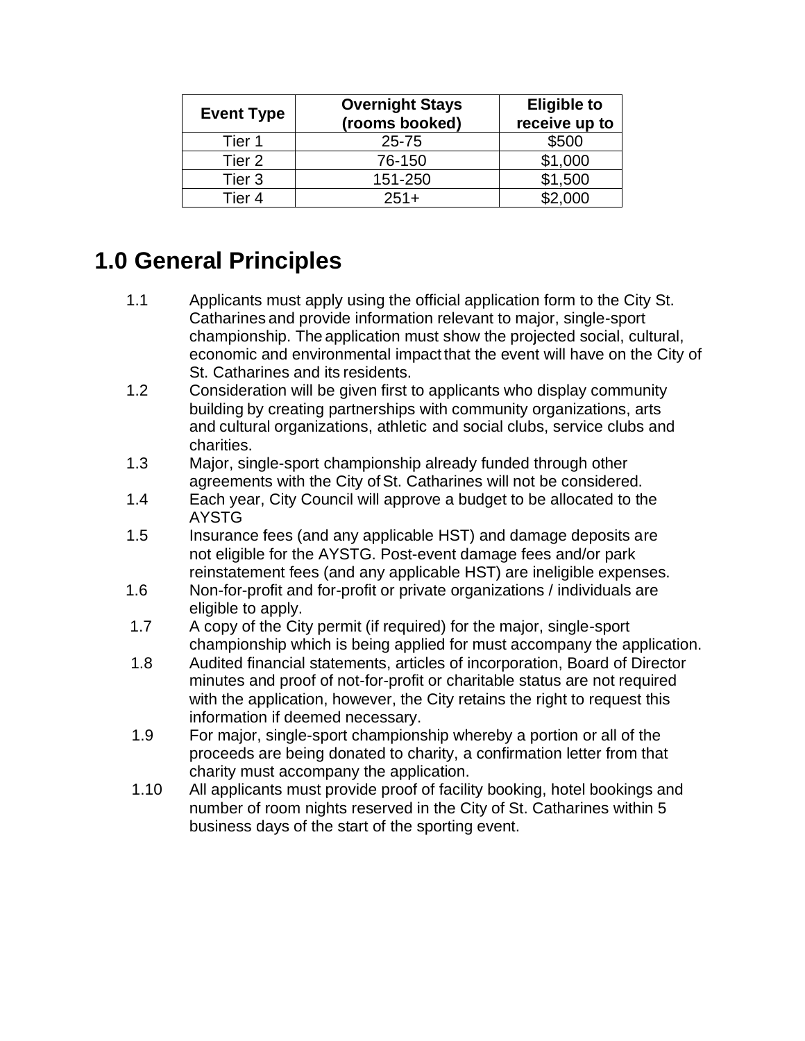| Event Type | Overnight Stays (rooms booked) | Eligible to receive up to |
|---|---|---|
| Tier 1 | 25-75 | $500 |
| Tier 2 | 76-150 | $1,000 |
| Tier 3 | 151-250 | $1,500 |
| Tier 4 | 251+ | $2,000 |

## 1.0 General Principles

1.1 Applicants must apply using the official application form to the City St. Catharines and provide information relevant to major, single-sport championship. The application must show the projected social, cultural, economic and environmental impact that the event will have on the City of St. Catharines and its residents.

1.2 Consideration will be given first to applicants who display community building by creating partnerships with community organizations, arts and cultural organizations, athletic and social clubs, service clubs and charities.

1.3 Major, single-sport championship already funded through other agreements with the City of St. Catharines will not be considered.

1.4 Each year, City Council will approve a budget to be allocated to the AYSTG

1.5 Insurance fees (and any applicable HST) and damage deposits are not eligible for the AYSTG. Post-event damage fees and/or park reinstatement fees (and any applicable HST) are ineligible expenses.

1.6 Non-for-profit and for-profit or private organizations / individuals are eligible to apply.

1.7 A copy of the City permit (if required) for the major, single-sport championship which is being applied for must accompany the application.

1.8 Audited financial statements, articles of incorporation, Board of Director minutes and proof of not-for-profit or charitable status are not required with the application, however, the City retains the right to request this information if deemed necessary.

1.9 For major, single-sport championship whereby a portion or all of the proceeds are being donated to charity, a confirmation letter from that charity must accompany the application.

1.10 All applicants must provide proof of facility booking, hotel bookings and number of room nights reserved in the City of St. Catharines within 5 business days of the start of the sporting event.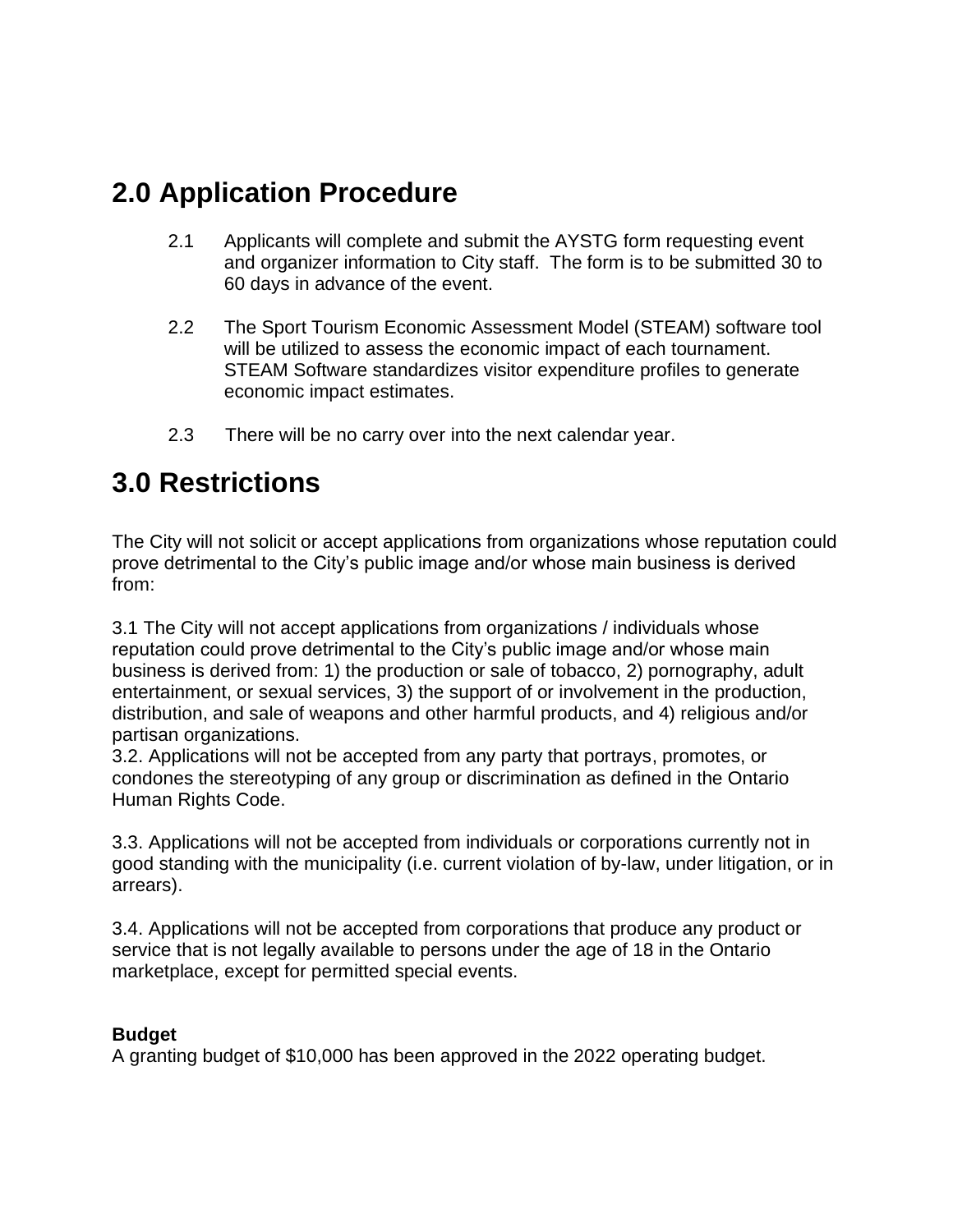## 2.0 Application Procedure

2.1 Applicants will complete and submit the AYSTG form requesting event and organizer information to City staff. The form is to be submitted 30 to 60 days in advance of the event.

2.2 The Sport Tourism Economic Assessment Model (STEAM) software tool will be utilized to assess the economic impact of each tournament. STEAM Software standardizes visitor expenditure profiles to generate economic impact estimates.

2.3 There will be no carry over into the next calendar year.

## 3.0 Restrictions

The City will not solicit or accept applications from organizations whose reputation could prove detrimental to the City's public image and/or whose main business is derived from:

3.1 The City will not accept applications from organizations / individuals whose reputation could prove detrimental to the City's public image and/or whose main business is derived from: 1) the production or sale of tobacco, 2) pornography, adult entertainment, or sexual services, 3) the support of or involvement in the production, distribution, and sale of weapons and other harmful products, and 4) religious and/or partisan organizations.

3.2. Applications will not be accepted from any party that portrays, promotes, or condones the stereotyping of any group or discrimination as defined in the Ontario Human Rights Code.

3.3. Applications will not be accepted from individuals or corporations currently not in good standing with the municipality (i.e. current violation of by-law, under litigation, or in arrears).

3.4. Applications will not be accepted from corporations that produce any product or service that is not legally available to persons under the age of 18 in the Ontario marketplace, except for permitted special events.

**Budget**

A granting budget of $10,000 has been approved in the 2022 operating budget.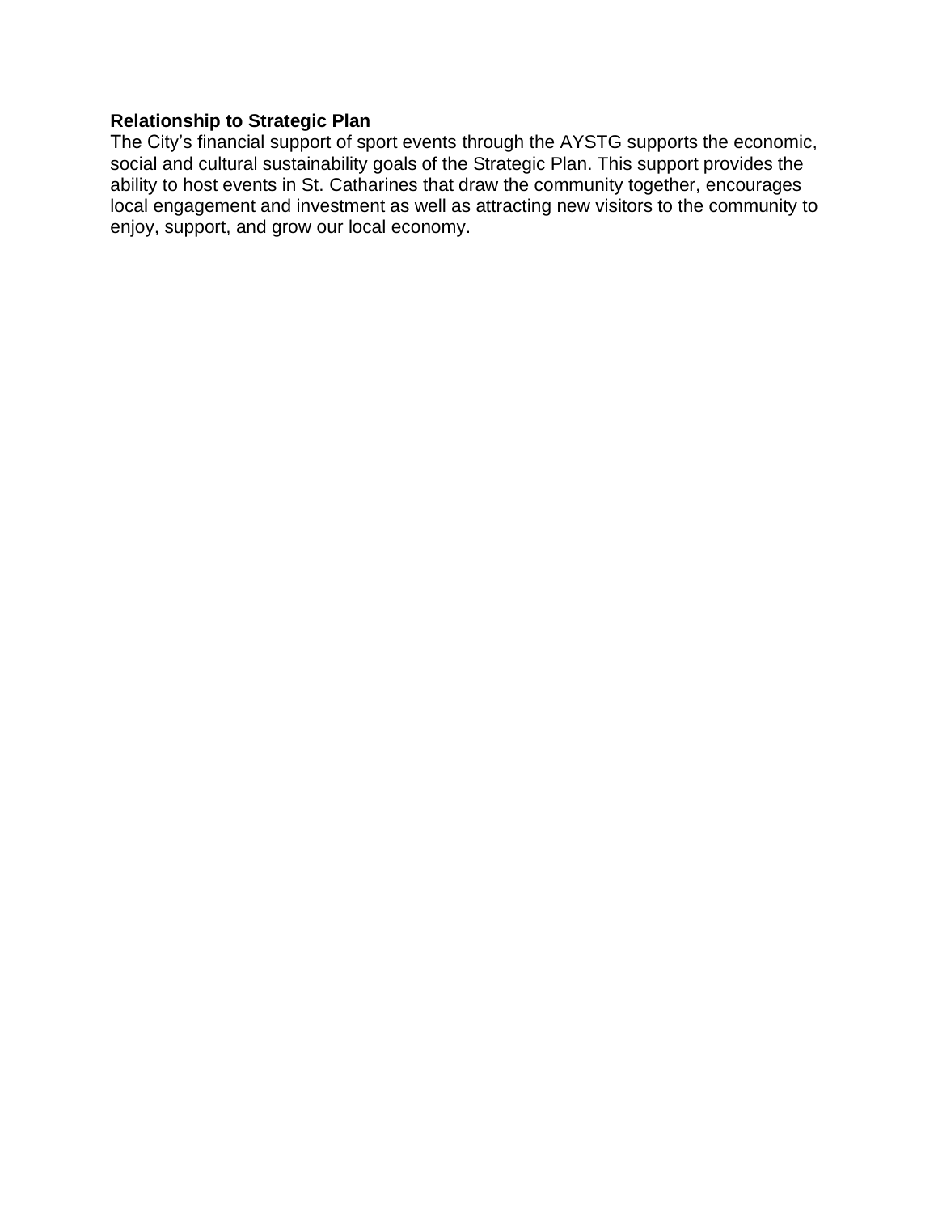**Relationship to Strategic Plan**

The City's financial support of sport events through the AYSTG supports the economic, social and cultural sustainability goals of the Strategic Plan. This support provides the ability to host events in St. Catharines that draw the community together, encourages local engagement and investment as well as attracting new visitors to the community to enjoy, support, and grow our local economy.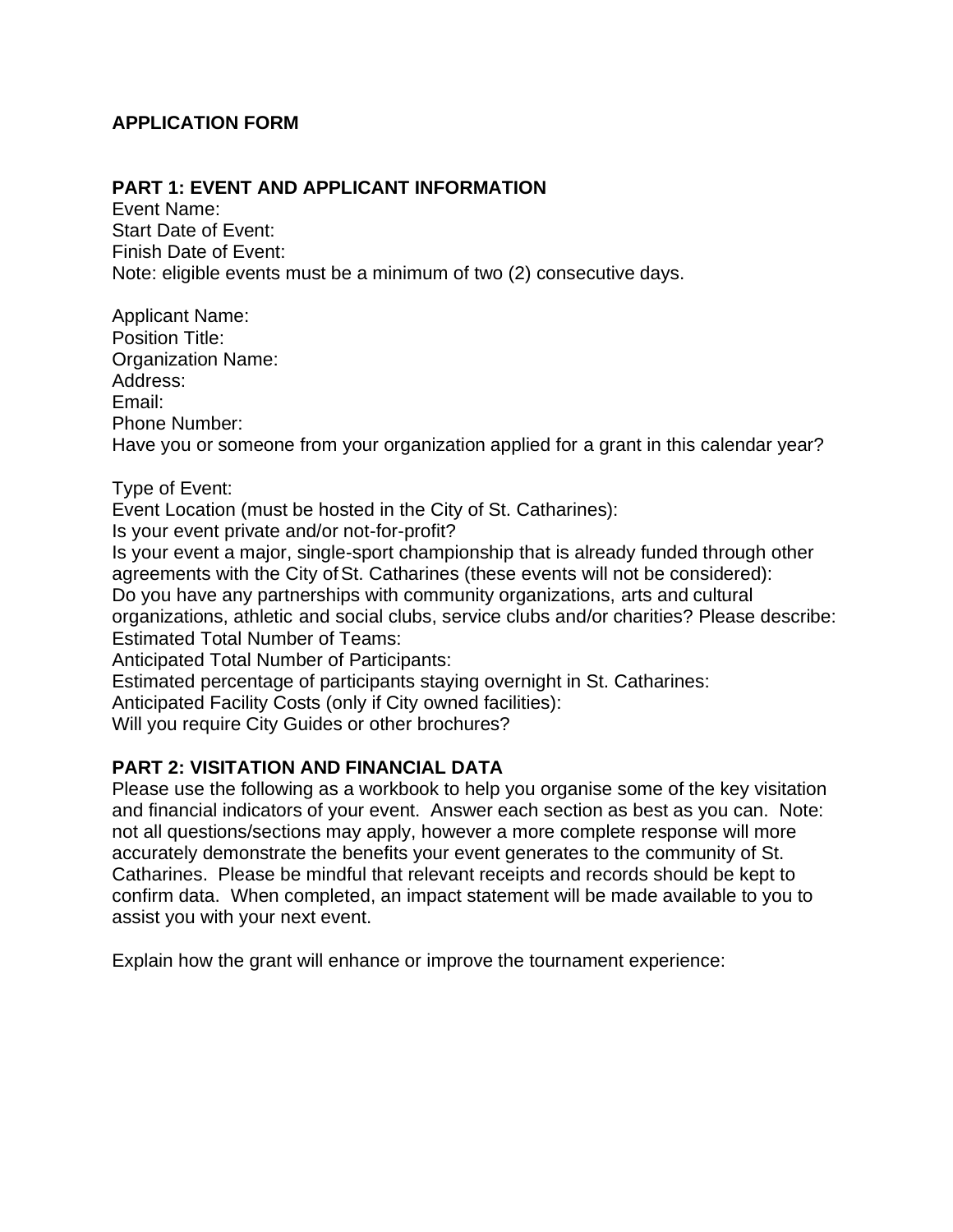**APPLICATION FORM**

**PART 1: EVENT AND APPLICANT INFORMATION**

Event Name:
Start Date of Event:
Finish Date of Event:
Note: eligible events must be a minimum of two (2) consecutive days.

Applicant Name:
Position Title:
Organization Name:
Address:
Email:
Phone Number:
Have you or someone from your organization applied for a grant in this calendar year?

Type of Event:
Event Location (must be hosted in the City of St. Catharines):
Is your event private and/or not-for-profit?
Is your event a major, single-sport championship that is already funded through other agreements with the City of St. Catharines (these events will not be considered):
Do you have any partnerships with community organizations, arts and cultural organizations, athletic and social clubs, service clubs and/or charities? Please describe:
Estimated Total Number of Teams:
Anticipated Total Number of Participants:
Estimated percentage of participants staying overnight in St. Catharines:
Anticipated Facility Costs (only if City owned facilities):
Will you require City Guides or other brochures?

**PART 2: VISITATION AND FINANCIAL DATA**

Please use the following as a workbook to help you organise some of the key visitation and financial indicators of your event. Answer each section as best as you can. Note: not all questions/sections may apply, however a more complete response will more accurately demonstrate the benefits your event generates to the community of St. Catharines. Please be mindful that relevant receipts and records should be kept to confirm data. When completed, an impact statement will be made available to you to assist you with your next event.

Explain how the grant will enhance or improve the tournament experience: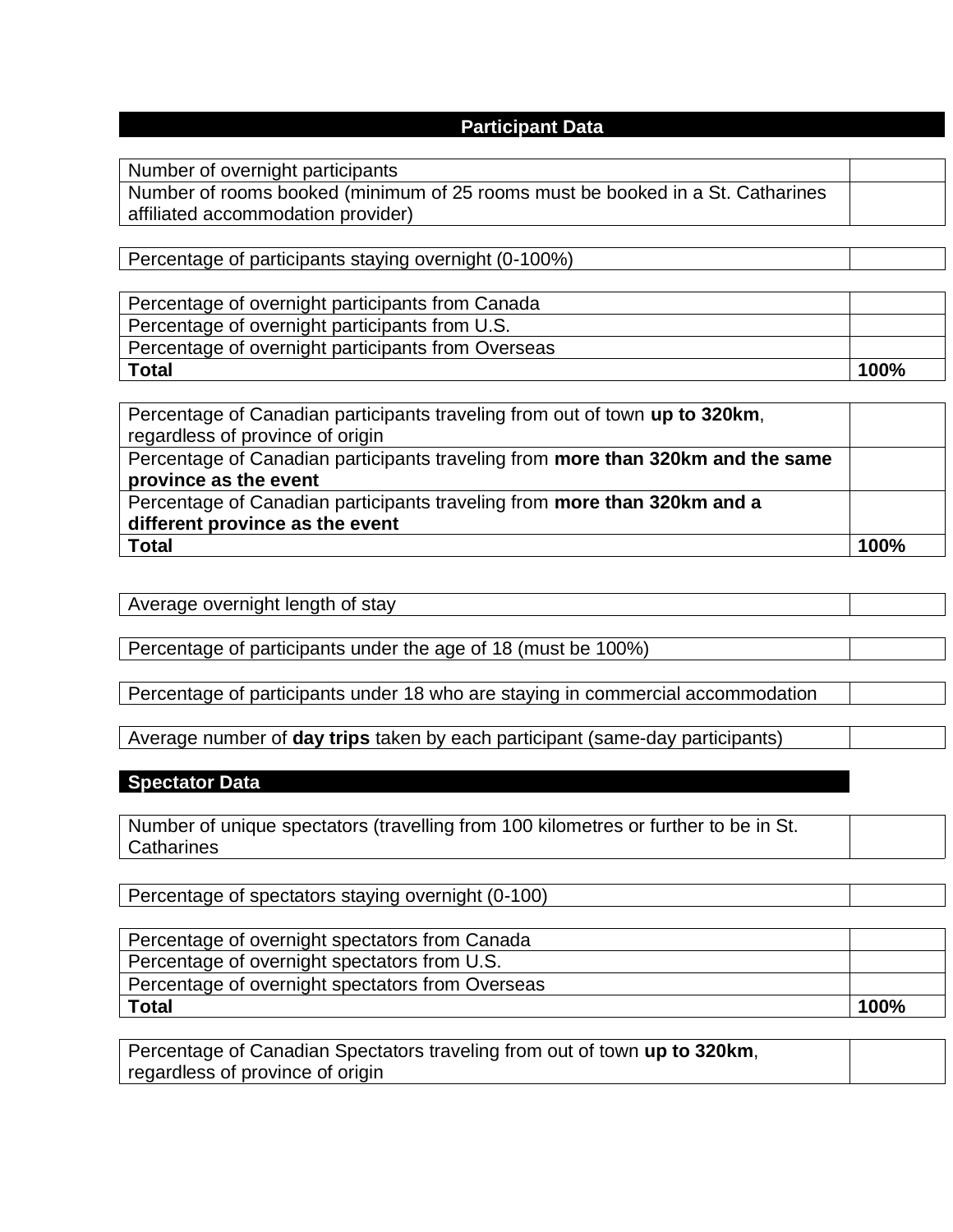## Participant Data

| | |
|---|---|
| Number of overnight participants | |
| Number of rooms booked (minimum of 25 rooms must be booked in a St. Catharines affiliated accommodation provider) | |

| | |
|---|---|
| Percentage of participants staying overnight (0-100%) | |

| | |
|---|---|
| Percentage of overnight participants from Canada | |
| Percentage of overnight participants from U.S. | |
| Percentage of overnight participants from Overseas | |
| **Total** | **100%** |

| | |
|---|---|
| Percentage of Canadian participants traveling from out of town **up to 320km**, regardless of province of origin | |
| Percentage of Canadian participants traveling from **more than 320km and the same province as the event** | |
| Percentage of Canadian participants traveling from **more than 320km and a different province as the event** | |
| **Total** | **100%** |

| | |
|---|---|
| Average overnight length of stay | |

| | |
|---|---|
| Percentage of participants under the age of 18 (must be 100%) | |

| | |
|---|---|
| Percentage of participants under 18 who are staying in commercial accommodation | |

| | |
|---|---|
| Average number of **day trips** taken by each participant (same-day participants) | |

## Spectator Data

| | |
|---|---|
| Number of unique spectators (travelling from 100 kilometres or further to be in St. Catharines | |

| | |
|---|---|
| Percentage of spectators staying overnight (0-100) | |

| | |
|---|---|
| Percentage of overnight spectators from Canada | |
| Percentage of overnight spectators from U.S. | |
| Percentage of overnight spectators from Overseas | |
| **Total** | **100%** |

| | |
|---|---|
| Percentage of Canadian Spectators traveling from out of town **up to 320km**, regardless of province of origin | |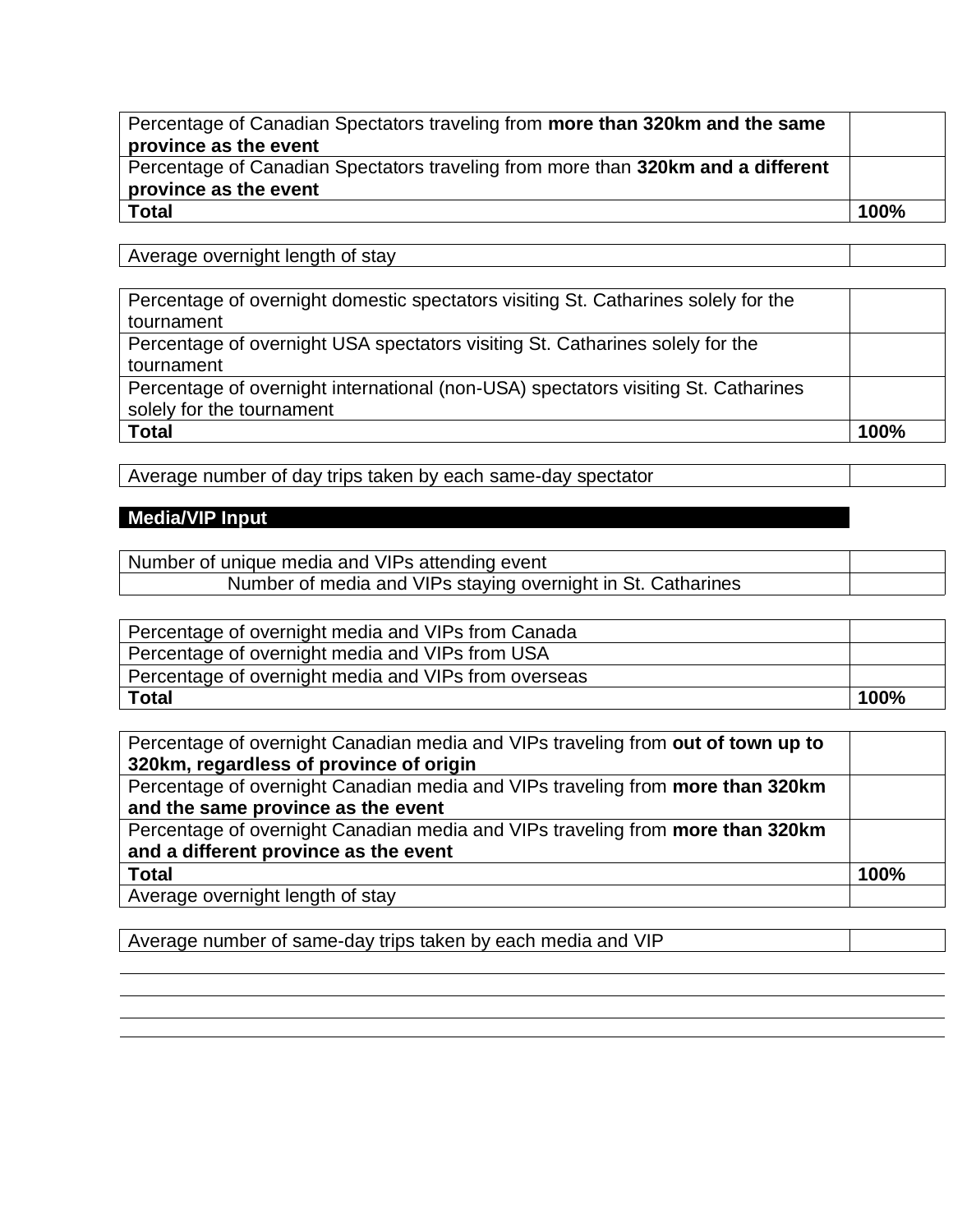| | |
|---|---|
| Percentage of Canadian Spectators traveling from **more than 320km and the same province as the event** | |
| Percentage of Canadian Spectators traveling from more than **320km and a different province as the event** | |
| **Total** | **100%** |

| | |
|---|---|
| Average overnight length of stay | |

| | |
|---|---|
| Percentage of overnight domestic spectators visiting St. Catharines solely for the tournament | |
| Percentage of overnight USA spectators visiting St. Catharines solely for the tournament | |
| Percentage of overnight international (non-USA) spectators visiting St. Catharines solely for the tournament | |
| **Total** | **100%** |

| | |
|---|---|
| Average number of day trips taken by each same-day spectator | |

**Media/VIP Input**

| | |
|---|---|
| Number of unique media and VIPs attending event | |
| Number of media and VIPs staying overnight in St. Catharines | |

| | |
|---|---|
| Percentage of overnight media and VIPs from Canada | |
| Percentage of overnight media and VIPs from USA | |
| Percentage of overnight media and VIPs from overseas | |
| **Total** | **100%** |

| | |
|---|---|
| Percentage of overnight Canadian media and VIPs traveling from **out of town up to 320km, regardless of province of origin** | |
| Percentage of overnight Canadian media and VIPs traveling from **more than 320km and the same province as the event** | |
| Percentage of overnight Canadian media and VIPs traveling from **more than 320km and a different province as the event** | |
| **Total** | **100%** |
| Average overnight length of stay | |

| | |
|---|---|
| Average number of same-day trips taken by each media and VIP | |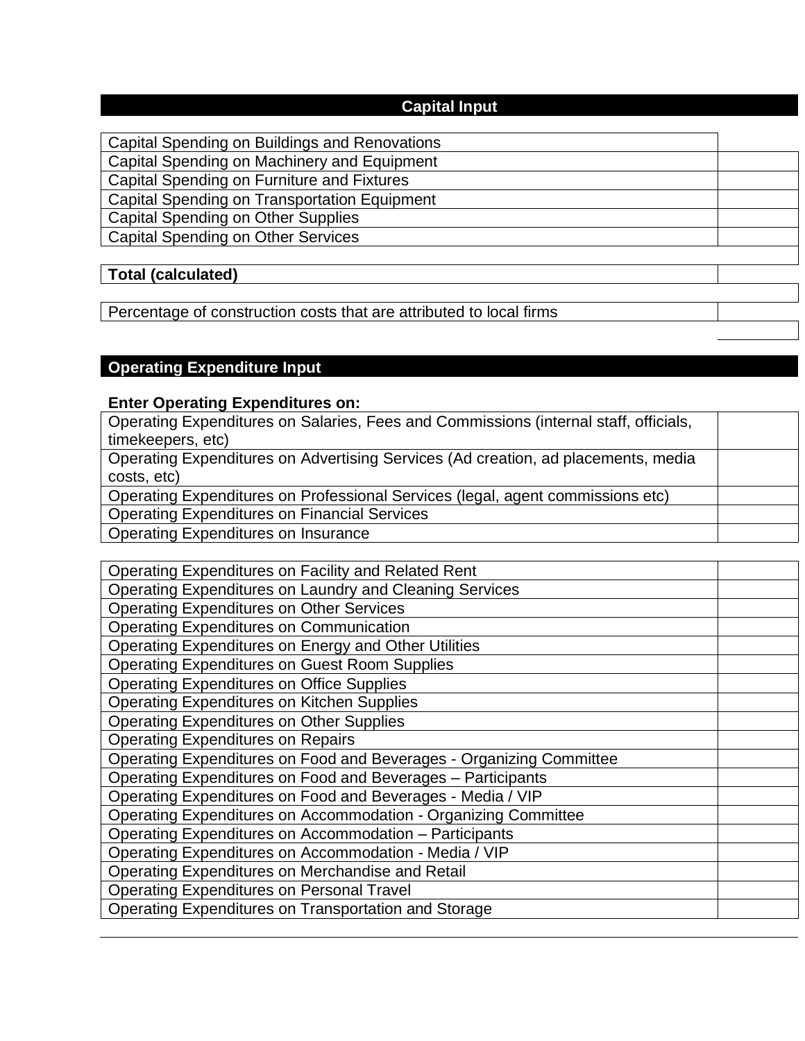## Capital Input

| | |
|---|---|
| Capital Spending on Buildings and Renovations | |
| Capital Spending on Machinery and Equipment | |
| Capital Spending on Furniture and Fixtures | |
| Capital Spending on Transportation Equipment | |
| Capital Spending on Other Supplies | |
| Capital Spending on Other Services | |

| | |
|---|---|
| **Total (calculated)** | |

| | |
|---|---|
| Percentage of construction costs that are attributed to local firms | |

## Operating Expenditure Input

**Enter Operating Expenditures on:**

| | |
|---|---|
| Operating Expenditures on Salaries, Fees and Commissions (internal staff, officials, timekeepers, etc) | |
| Operating Expenditures on Advertising Services (Ad creation, ad placements, media costs, etc) | |
| Operating Expenditures on Professional Services (legal, agent commissions etc) | |
| Operating Expenditures on Financial Services | |
| Operating Expenditures on Insurance | |

| | |
|---|---|
| Operating Expenditures on Facility and Related Rent | |
| Operating Expenditures on Laundry and Cleaning Services | |
| Operating Expenditures on Other Services | |
| Operating Expenditures on Communication | |
| Operating Expenditures on Energy and Other Utilities | |
| Operating Expenditures on Guest Room Supplies | |
| Operating Expenditures on Office Supplies | |
| Operating Expenditures on Kitchen Supplies | |
| Operating Expenditures on Other Supplies | |
| Operating Expenditures on Repairs | |
| Operating Expenditures on Food and Beverages - Organizing Committee | |
| Operating Expenditures on Food and Beverages – Participants | |
| Operating Expenditures on Food and Beverages - Media / VIP | |
| Operating Expenditures on Accommodation - Organizing Committee | |
| Operating Expenditures on Accommodation – Participants | |
| Operating Expenditures on Accommodation - Media / VIP | |
| Operating Expenditures on Merchandise and Retail | |
| Operating Expenditures on Personal Travel | |
| Operating Expenditures on Transportation and Storage | |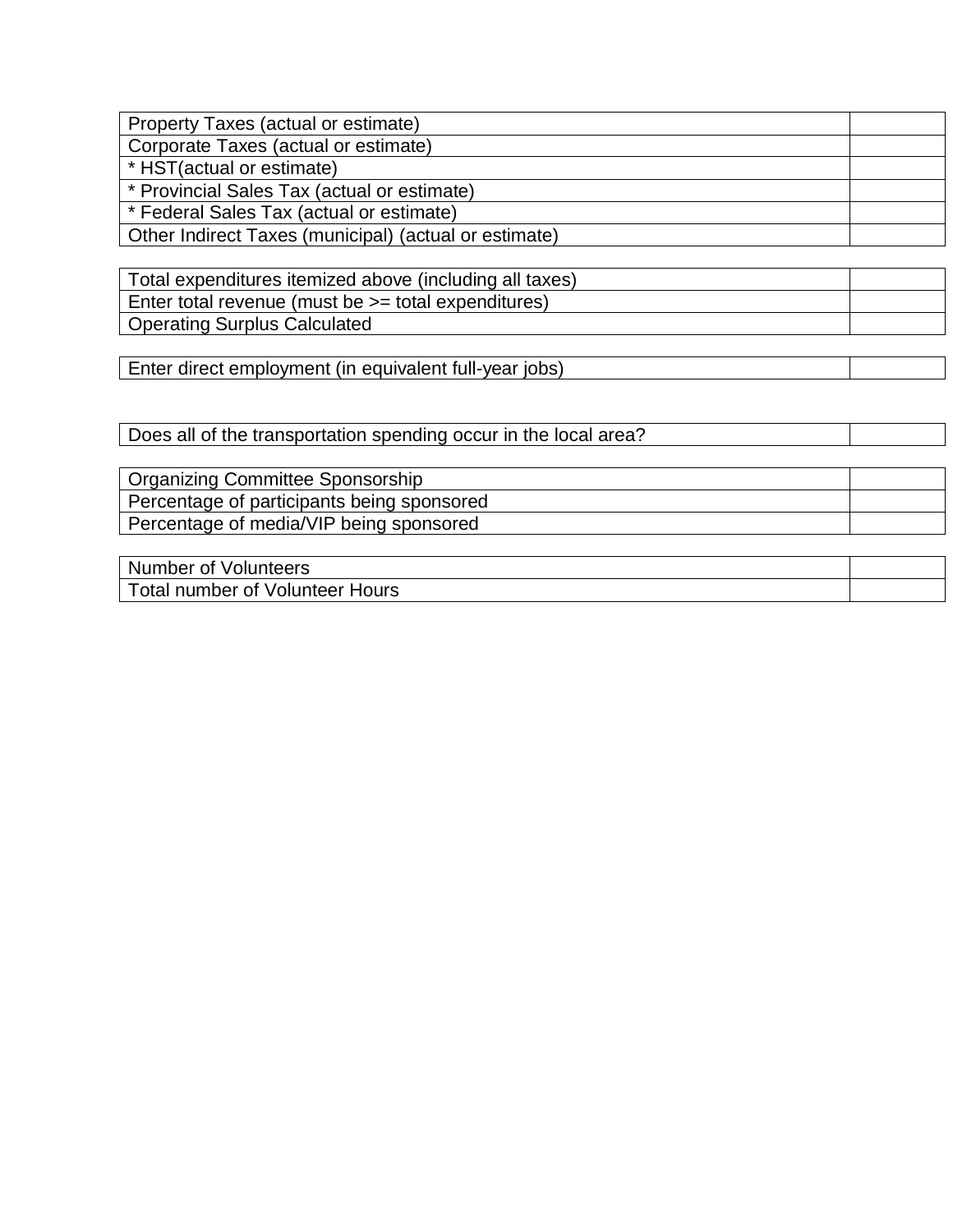| | |
|---|---|
| Property Taxes (actual or estimate) | |
| Corporate Taxes (actual or estimate) | |
| * HST(actual or estimate) | |
| * Provincial Sales Tax (actual or estimate) | |
| * Federal Sales Tax (actual or estimate) | |
| Other Indirect Taxes (municipal) (actual or estimate) | |

| | |
|---|---|
| Total expenditures itemized above (including all taxes) | |
| Enter total revenue (must be >= total expenditures) | |
| Operating Surplus Calculated | |

| | |
|---|---|
| Enter direct employment (in equivalent full-year jobs) | |

| | |
|---|---|
| Does all of the transportation spending occur in the local area? | |

| | |
|---|---|
| Organizing Committee Sponsorship | |
| Percentage of participants being sponsored | |
| Percentage of media/VIP being sponsored | |

| | |
|---|---|
| Number of Volunteers | |
| Total number of Volunteer Hours | |